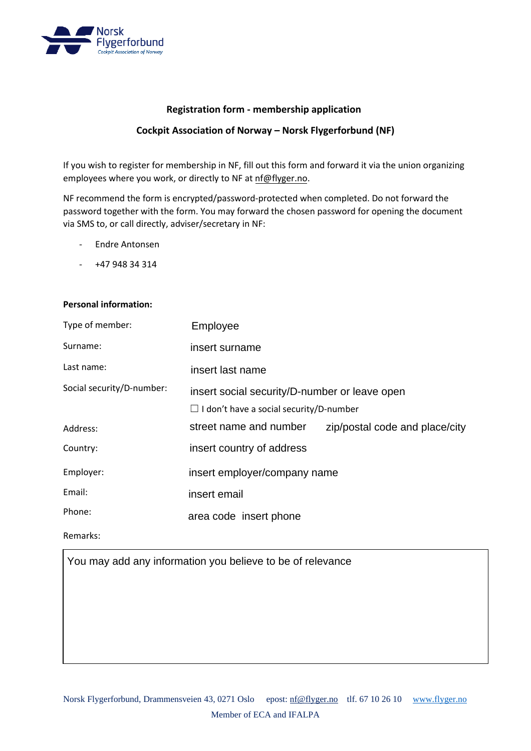Norsk Flygerforbund
*Cockpit Association of Norway*

**Registration form - membership application**

**Cockpit Association of Norway – Norsk Flygerforbund (NF)**

If you wish to register for membership in NF, fill out this form and forward it via the union organizing employees where you work, or directly to NF at nf@flyger.no.

NF recommend the form is encrypted/password-protected when completed. Do not forward the password together with the form. You may forward the chosen password for opening the document via SMS to, or call directly, adviser/secretary in NF:

- Endre Antonsen
- +47 948 34 314

**Personal information:**

| | | |
|---|---|---|
| Type of member: | Employee | |
| Surname: | insert surname | |
| Last name: | insert last name | |
| Social security/D-number: | insert social security/D-number or leave open<br>☐ I don't have a social security/D-number | |
| Address: | street name and number | zip/postal code and place/city |
| Country: | insert country of address | |
| Employer: | insert employer/company name | |
| Email: | insert email | |
| Phone: | area code insert phone | |

Remarks:

| You may add any information you believe to be of relevance |
|---|

Norsk Flygerforbund, Drammensveien 43, 0271 Oslo epost: nf@flyger.no tlf. 67 10 26 10 www.flyger.no

Member of ECA and IFALPA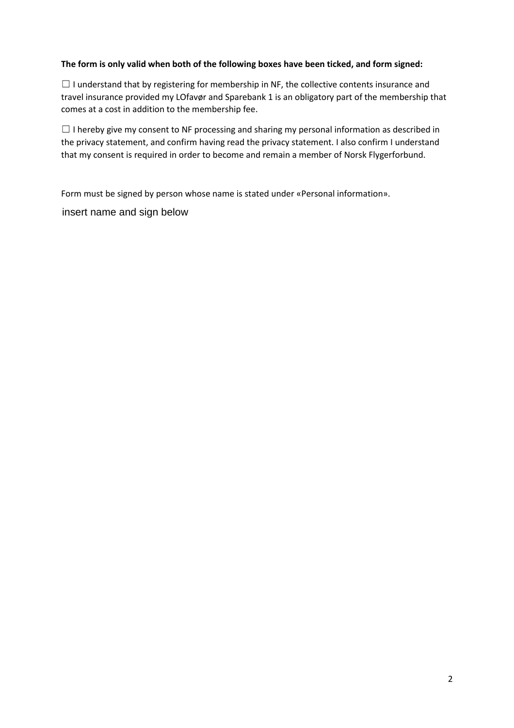**The form is only valid when both of the following boxes have been ticked, and form signed:**

☐ I understand that by registering for membership in NF, the collective contents insurance and travel insurance provided my LOfavør and Sparebank 1 is an obligatory part of the membership that comes at a cost in addition to the membership fee.

☐ I hereby give my consent to NF processing and sharing my personal information as described in the privacy statement, and confirm having read the privacy statement. I also confirm I understand that my consent is required in order to become and remain a member of Norsk Flygerforbund.

Form must be signed by person whose name is stated under «Personal information».

insert name and sign below